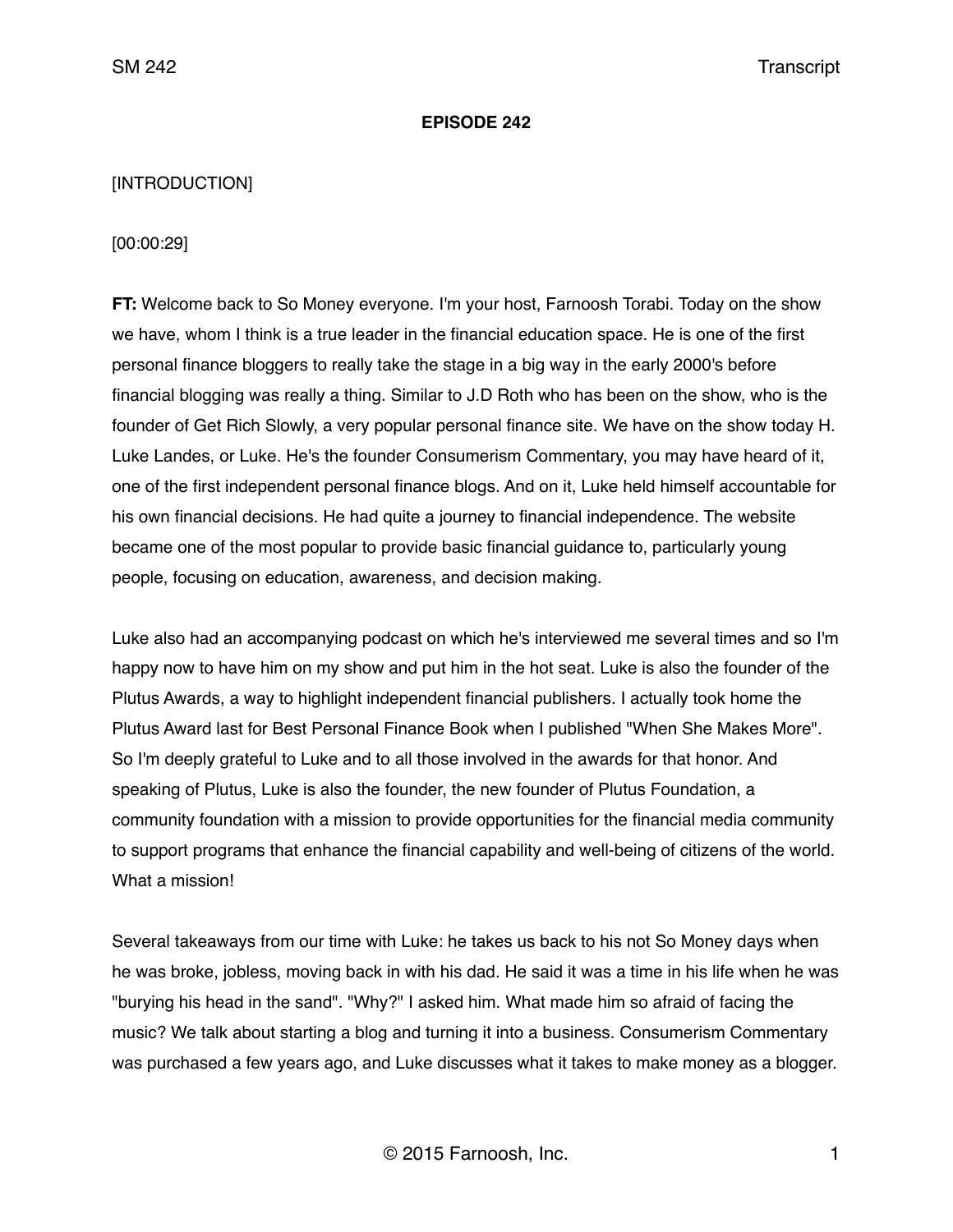**EPISODE 242**

[INTRODUCTION]

[00:00:29]

**FT:** Welcome back to So Money everyone. I'm your host, Farnoosh Torabi. Today on the show we have, whom I think is a true leader in the financial education space. He is one of the first personal finance bloggers to really take the stage in a big way in the early 2000's before financial blogging was really a thing. Similar to J.D Roth who has been on the show, who is the founder of Get Rich Slowly, a very popular personal finance site. We have on the show today H. Luke Landes, or Luke. He's the founder Consumerism Commentary, you may have heard of it, one of the first independent personal finance blogs. And on it, Luke held himself accountable for his own financial decisions. He had quite a journey to financial independence. The website became one of the most popular to provide basic financial guidance to, particularly young people, focusing on education, awareness, and decision making.

Luke also had an accompanying podcast on which he's interviewed me several times and so I'm happy now to have him on my show and put him in the hot seat. Luke is also the founder of the Plutus Awards, a way to highlight independent financial publishers. I actually took home the Plutus Award last for Best Personal Finance Book when I published "When She Makes More". So I'm deeply grateful to Luke and to all those involved in the awards for that honor. And speaking of Plutus, Luke is also the founder, the new founder of Plutus Foundation, a community foundation with a mission to provide opportunities for the financial media community to support programs that enhance the financial capability and well-being of citizens of the world. What a mission!

Several takeaways from our time with Luke: he takes us back to his not So Money days when he was broke, jobless, moving back in with his dad. He said it was a time in his life when he was "burying his head in the sand". "Why?" I asked him. What made him so afraid of facing the music? We talk about starting a blog and turning it into a business. Consumerism Commentary was purchased a few years ago, and Luke discusses what it takes to make money as a blogger.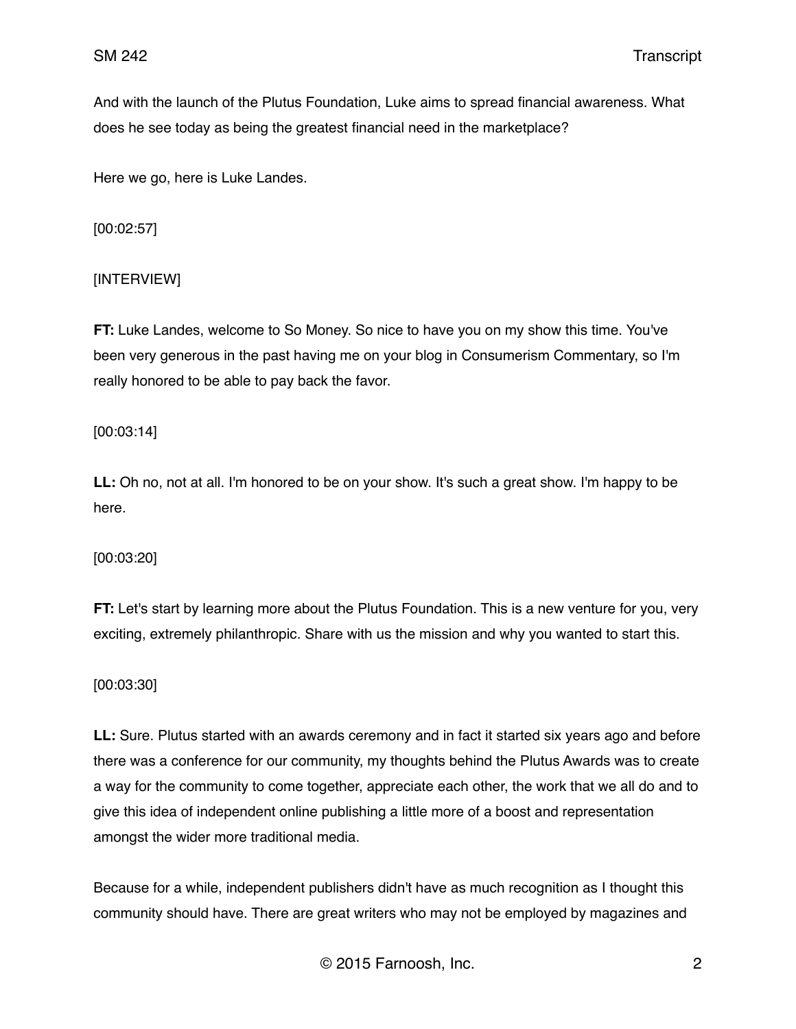And with the launch of the Plutus Foundation, Luke aims to spread financial awareness. What does he see today as being the greatest financial need in the marketplace?

Here we go, here is Luke Landes.

[00:02:57]

[INTERVIEW]

**FT:** Luke Landes, welcome to So Money. So nice to have you on my show this time. You've been very generous in the past having me on your blog in Consumerism Commentary, so I'm really honored to be able to pay back the favor.

[00:03:14]

**LL:** Oh no, not at all. I'm honored to be on your show. It's such a great show. I'm happy to be here.

[00:03:20]

**FT:** Let's start by learning more about the Plutus Foundation. This is a new venture for you, very exciting, extremely philanthropic. Share with us the mission and why you wanted to start this.

[00:03:30]

**LL:** Sure. Plutus started with an awards ceremony and in fact it started six years ago and before there was a conference for our community, my thoughts behind the Plutus Awards was to create a way for the community to come together, appreciate each other, the work that we all do and to give this idea of independent online publishing a little more of a boost and representation amongst the wider more traditional media.

Because for a while, independent publishers didn't have as much recognition as I thought this community should have. There are great writers who may not be employed by magazines and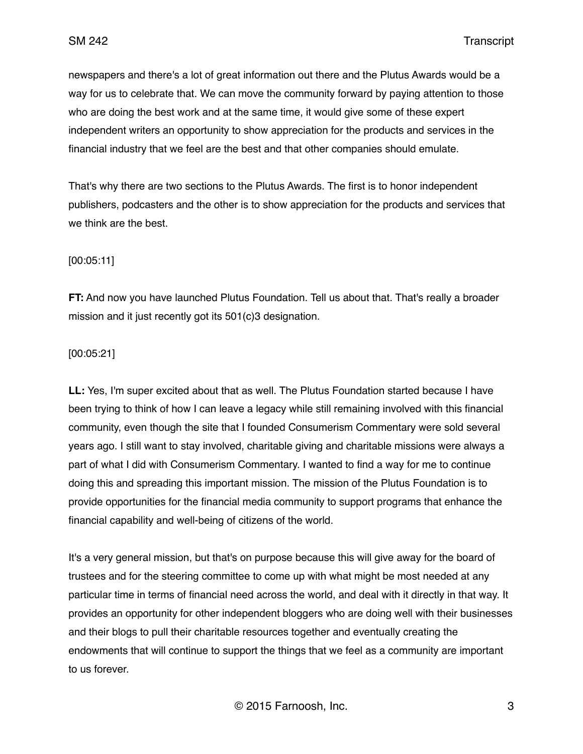newspapers and there's a lot of great information out there and the Plutus Awards would be a way for us to celebrate that. We can move the community forward by paying attention to those who are doing the best work and at the same time, it would give some of these expert independent writers an opportunity to show appreciation for the products and services in the financial industry that we feel are the best and that other companies should emulate.

That's why there are two sections to the Plutus Awards. The first is to honor independent publishers, podcasters and the other is to show appreciation for the products and services that we think are the best.

[00:05:11]

**FT:** And now you have launched Plutus Foundation. Tell us about that. That's really a broader mission and it just recently got its 501(c)3 designation.

[00:05:21]

**LL:** Yes, I'm super excited about that as well. The Plutus Foundation started because I have been trying to think of how I can leave a legacy while still remaining involved with this financial community, even though the site that I founded Consumerism Commentary were sold several years ago. I still want to stay involved, charitable giving and charitable missions were always a part of what I did with Consumerism Commentary. I wanted to find a way for me to continue doing this and spreading this important mission. The mission of the Plutus Foundation is to provide opportunities for the financial media community to support programs that enhance the financial capability and well-being of citizens of the world.

It's a very general mission, but that's on purpose because this will give away for the board of trustees and for the steering committee to come up with what might be most needed at any particular time in terms of financial need across the world, and deal with it directly in that way. It provides an opportunity for other independent bloggers who are doing well with their businesses and their blogs to pull their charitable resources together and eventually creating the endowments that will continue to support the things that we feel as a community are important to us forever.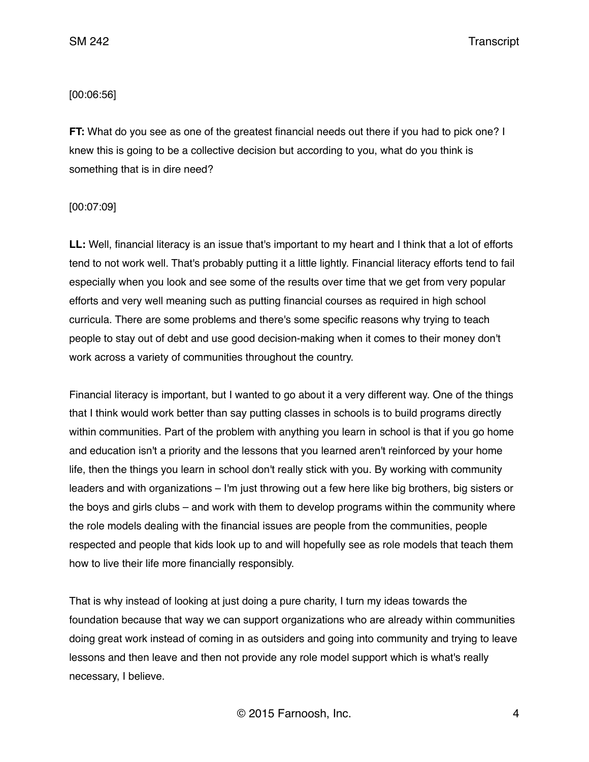[00:06:56]

**FT:** What do you see as one of the greatest financial needs out there if you had to pick one? I knew this is going to be a collective decision but according to you, what do you think is something that is in dire need?

[00:07:09]

**LL:** Well, financial literacy is an issue that's important to my heart and I think that a lot of efforts tend to not work well. That's probably putting it a little lightly. Financial literacy efforts tend to fail especially when you look and see some of the results over time that we get from very popular efforts and very well meaning such as putting financial courses as required in high school curricula. There are some problems and there's some specific reasons why trying to teach people to stay out of debt and use good decision-making when it comes to their money don't work across a variety of communities throughout the country.

Financial literacy is important, but I wanted to go about it a very different way. One of the things that I think would work better than say putting classes in schools is to build programs directly within communities. Part of the problem with anything you learn in school is that if you go home and education isn't a priority and the lessons that you learned aren't reinforced by your home life, then the things you learn in school don't really stick with you. By working with community leaders and with organizations – I'm just throwing out a few here like big brothers, big sisters or the boys and girls clubs – and work with them to develop programs within the community where the role models dealing with the financial issues are people from the communities, people respected and people that kids look up to and will hopefully see as role models that teach them how to live their life more financially responsibly.

That is why instead of looking at just doing a pure charity, I turn my ideas towards the foundation because that way we can support organizations who are already within communities doing great work instead of coming in as outsiders and going into community and trying to leave lessons and then leave and then not provide any role model support which is what's really necessary, I believe.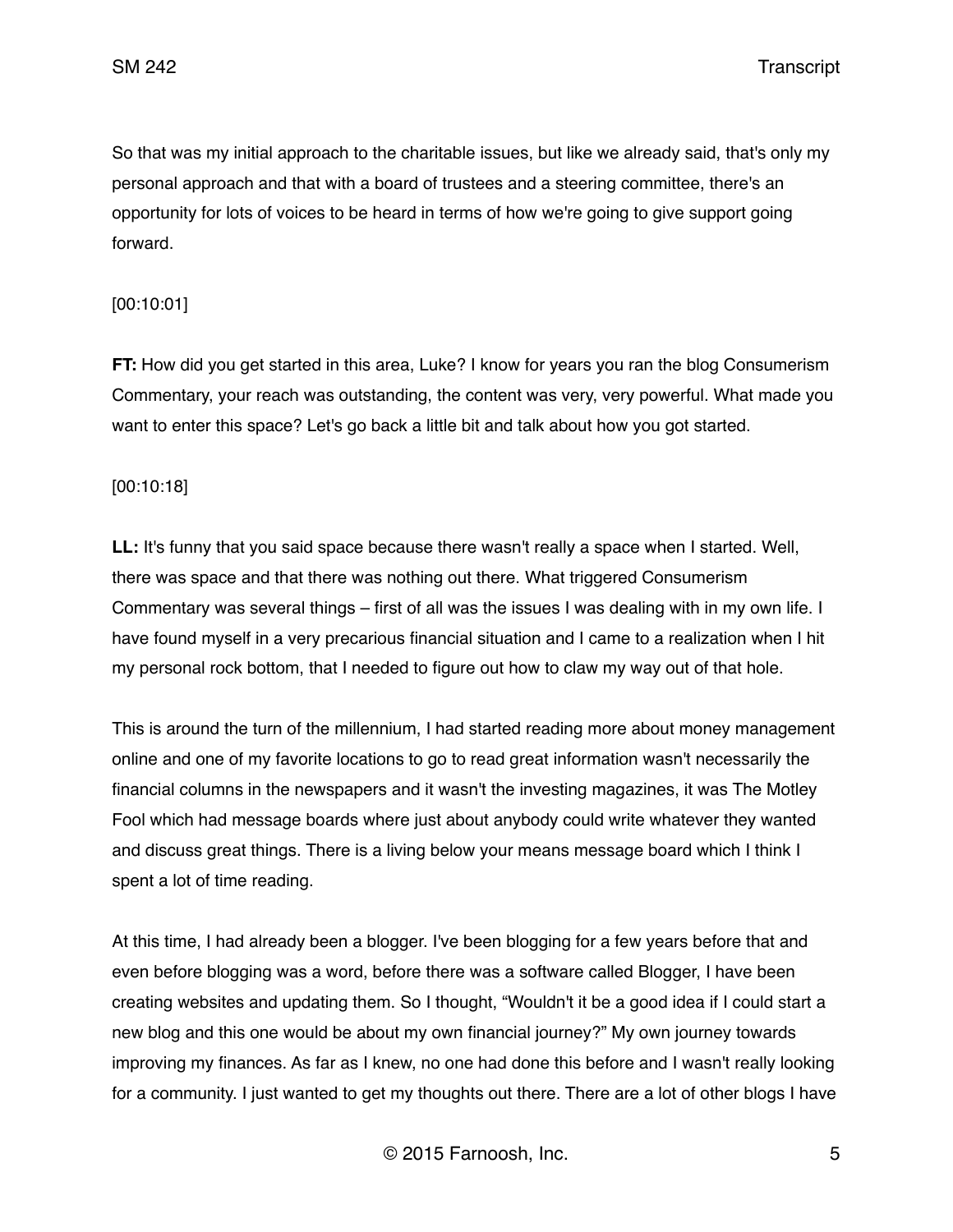So that was my initial approach to the charitable issues, but like we already said, that's only my personal approach and that with a board of trustees and a steering committee, there's an opportunity for lots of voices to be heard in terms of how we're going to give support going forward.

[00:10:01]

**FT:** How did you get started in this area, Luke? I know for years you ran the blog Consumerism Commentary, your reach was outstanding, the content was very, very powerful. What made you want to enter this space? Let's go back a little bit and talk about how you got started.

[00:10:18]

**LL:** It's funny that you said space because there wasn't really a space when I started. Well, there was space and that there was nothing out there. What triggered Consumerism Commentary was several things – first of all was the issues I was dealing with in my own life. I have found myself in a very precarious financial situation and I came to a realization when I hit my personal rock bottom, that I needed to figure out how to claw my way out of that hole.

This is around the turn of the millennium, I had started reading more about money management online and one of my favorite locations to go to read great information wasn't necessarily the financial columns in the newspapers and it wasn't the investing magazines, it was The Motley Fool which had message boards where just about anybody could write whatever they wanted and discuss great things. There is a living below your means message board which I think I spent a lot of time reading.

At this time, I had already been a blogger. I've been blogging for a few years before that and even before blogging was a word, before there was a software called Blogger, I have been creating websites and updating them. So I thought, "Wouldn't it be a good idea if I could start a new blog and this one would be about my own financial journey?" My own journey towards improving my finances. As far as I knew, no one had done this before and I wasn't really looking for a community. I just wanted to get my thoughts out there. There are a lot of other blogs I have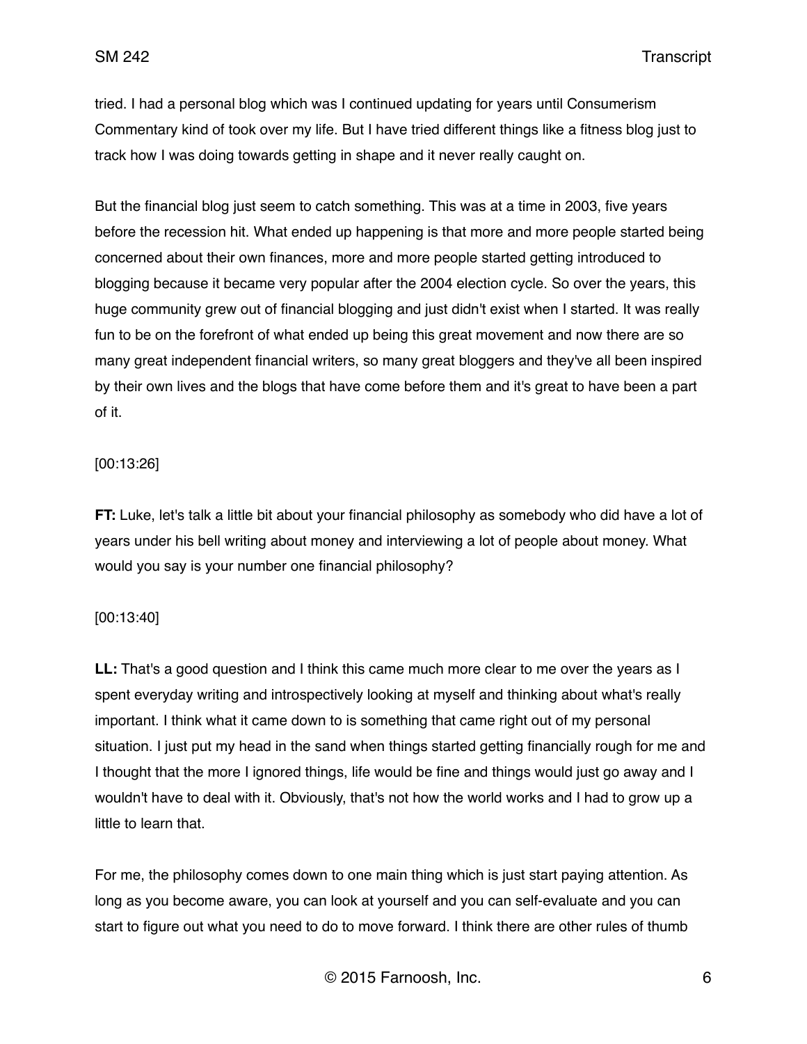tried. I had a personal blog which was I continued updating for years until Consumerism Commentary kind of took over my life. But I have tried different things like a fitness blog just to track how I was doing towards getting in shape and it never really caught on.

But the financial blog just seem to catch something. This was at a time in 2003, five years before the recession hit. What ended up happening is that more and more people started being concerned about their own finances, more and more people started getting introduced to blogging because it became very popular after the 2004 election cycle. So over the years, this huge community grew out of financial blogging and just didn't exist when I started. It was really fun to be on the forefront of what ended up being this great movement and now there are so many great independent financial writers, so many great bloggers and they've all been inspired by their own lives and the blogs that have come before them and it's great to have been a part of it.

[00:13:26]

**FT:** Luke, let's talk a little bit about your financial philosophy as somebody who did have a lot of years under his bell writing about money and interviewing a lot of people about money. What would you say is your number one financial philosophy?

[00:13:40]

**LL:** That's a good question and I think this came much more clear to me over the years as I spent everyday writing and introspectively looking at myself and thinking about what's really important. I think what it came down to is something that came right out of my personal situation. I just put my head in the sand when things started getting financially rough for me and I thought that the more I ignored things, life would be fine and things would just go away and I wouldn't have to deal with it. Obviously, that's not how the world works and I had to grow up a little to learn that.

For me, the philosophy comes down to one main thing which is just start paying attention. As long as you become aware, you can look at yourself and you can self-evaluate and you can start to figure out what you need to do to move forward. I think there are other rules of thumb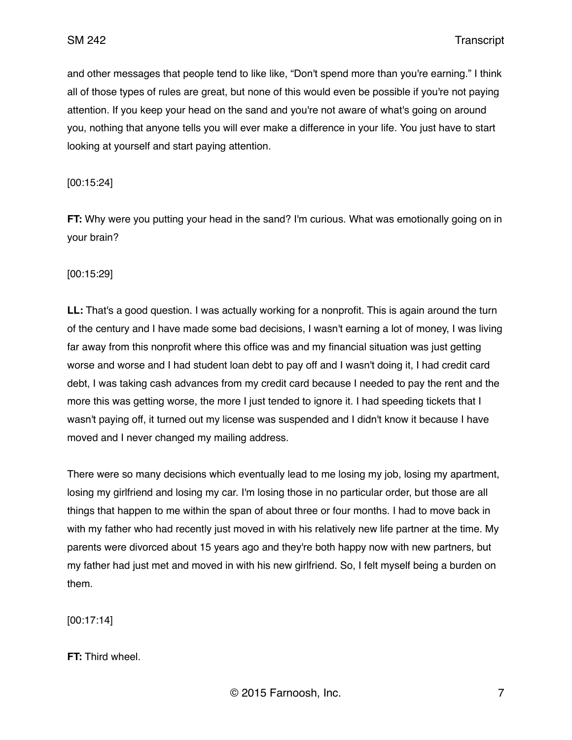and other messages that people tend to like like, “Don't spend more than you're earning.” I think all of those types of rules are great, but none of this would even be possible if you're not paying attention. If you keep your head on the sand and you're not aware of what's going on around you, nothing that anyone tells you will ever make a difference in your life. You just have to start looking at yourself and start paying attention.

[00:15:24]

**FT:** Why were you putting your head in the sand? I'm curious. What was emotionally going on in your brain?

[00:15:29]

**LL:** That's a good question. I was actually working for a nonprofit. This is again around the turn of the century and I have made some bad decisions, I wasn't earning a lot of money, I was living far away from this nonprofit where this office was and my financial situation was just getting worse and worse and I had student loan debt to pay off and I wasn't doing it, I had credit card debt, I was taking cash advances from my credit card because I needed to pay the rent and the more this was getting worse, the more I just tended to ignore it. I had speeding tickets that I wasn't paying off, it turned out my license was suspended and I didn't know it because I have moved and I never changed my mailing address.

There were so many decisions which eventually lead to me losing my job, losing my apartment, losing my girlfriend and losing my car. I'm losing those in no particular order, but those are all things that happen to me within the span of about three or four months. I had to move back in with my father who had recently just moved in with his relatively new life partner at the time. My parents were divorced about 15 years ago and they're both happy now with new partners, but my father had just met and moved in with his new girlfriend. So, I felt myself being a burden on them.

[00:17:14]

**FT:** Third wheel.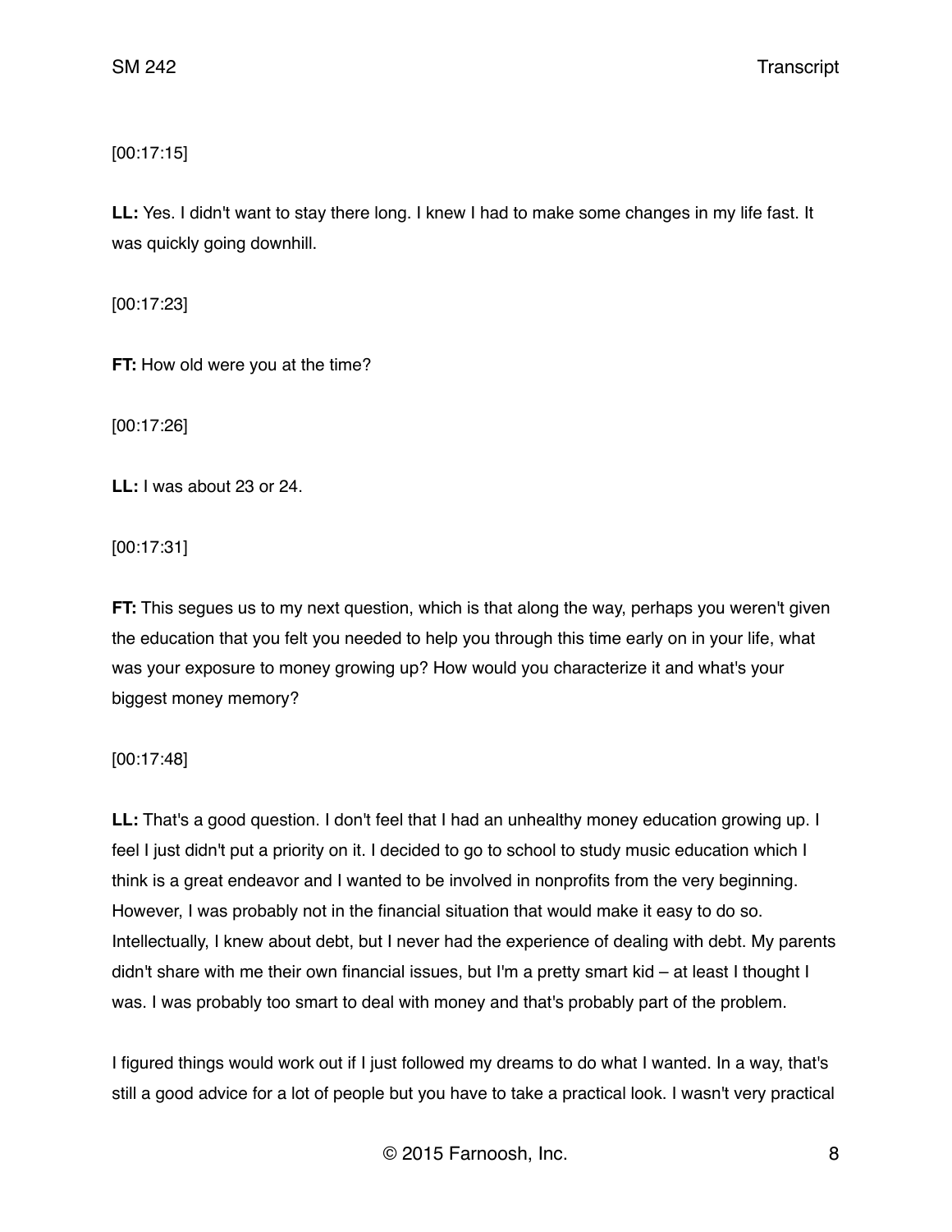[00:17:15]

**LL:** Yes. I didn't want to stay there long. I knew I had to make some changes in my life fast. It was quickly going downhill.

[00:17:23]

**FT:** How old were you at the time?

[00:17:26]

**LL:** I was about 23 or 24.

[00:17:31]

**FT:** This segues us to my next question, which is that along the way, perhaps you weren't given the education that you felt you needed to help you through this time early on in your life, what was your exposure to money growing up? How would you characterize it and what's your biggest money memory?

[00:17:48]

**LL:** That's a good question. I don't feel that I had an unhealthy money education growing up. I feel I just didn't put a priority on it. I decided to go to school to study music education which I think is a great endeavor and I wanted to be involved in nonprofits from the very beginning. However, I was probably not in the financial situation that would make it easy to do so. Intellectually, I knew about debt, but I never had the experience of dealing with debt. My parents didn't share with me their own financial issues, but I'm a pretty smart kid – at least I thought I was. I was probably too smart to deal with money and that's probably part of the problem.

I figured things would work out if I just followed my dreams to do what I wanted. In a way, that's still a good advice for a lot of people but you have to take a practical look. I wasn't very practical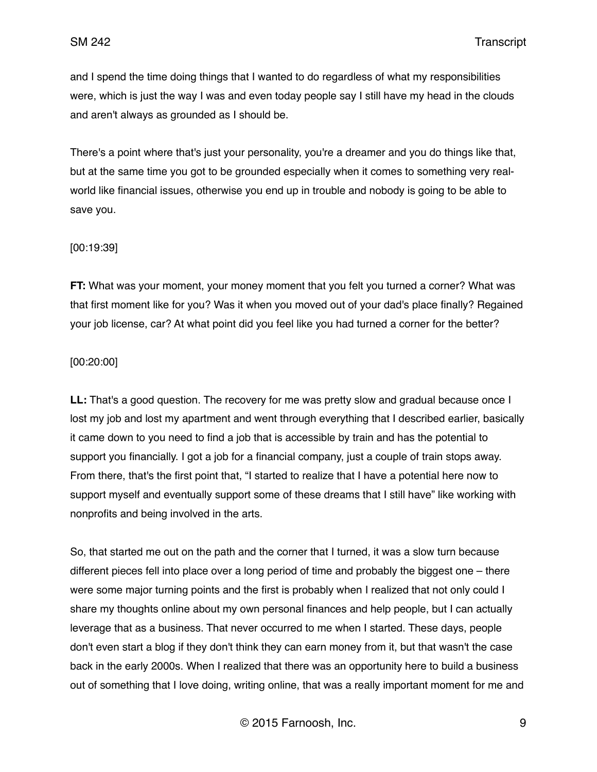and I spend the time doing things that I wanted to do regardless of what my responsibilities were, which is just the way I was and even today people say I still have my head in the clouds and aren't always as grounded as I should be.

There's a point where that's just your personality, you're a dreamer and you do things like that, but at the same time you got to be grounded especially when it comes to something very real-world like financial issues, otherwise you end up in trouble and nobody is going to be able to save you.

[00:19:39]

**FT:** What was your moment, your money moment that you felt you turned a corner? What was that first moment like for you? Was it when you moved out of your dad's place finally? Regained your job license, car? At what point did you feel like you had turned a corner for the better?

[00:20:00]

**LL:** That's a good question. The recovery for me was pretty slow and gradual because once I lost my job and lost my apartment and went through everything that I described earlier, basically it came down to you need to find a job that is accessible by train and has the potential to support you financially. I got a job for a financial company, just a couple of train stops away. From there, that's the first point that, "I started to realize that I have a potential here now to support myself and eventually support some of these dreams that I still have" like working with nonprofits and being involved in the arts.

So, that started me out on the path and the corner that I turned, it was a slow turn because different pieces fell into place over a long period of time and probably the biggest one – there were some major turning points and the first is probably when I realized that not only could I share my thoughts online about my own personal finances and help people, but I can actually leverage that as a business. That never occurred to me when I started. These days, people don't even start a blog if they don't think they can earn money from it, but that wasn't the case back in the early 2000s. When I realized that there was an opportunity here to build a business out of something that I love doing, writing online, that was a really important moment for me and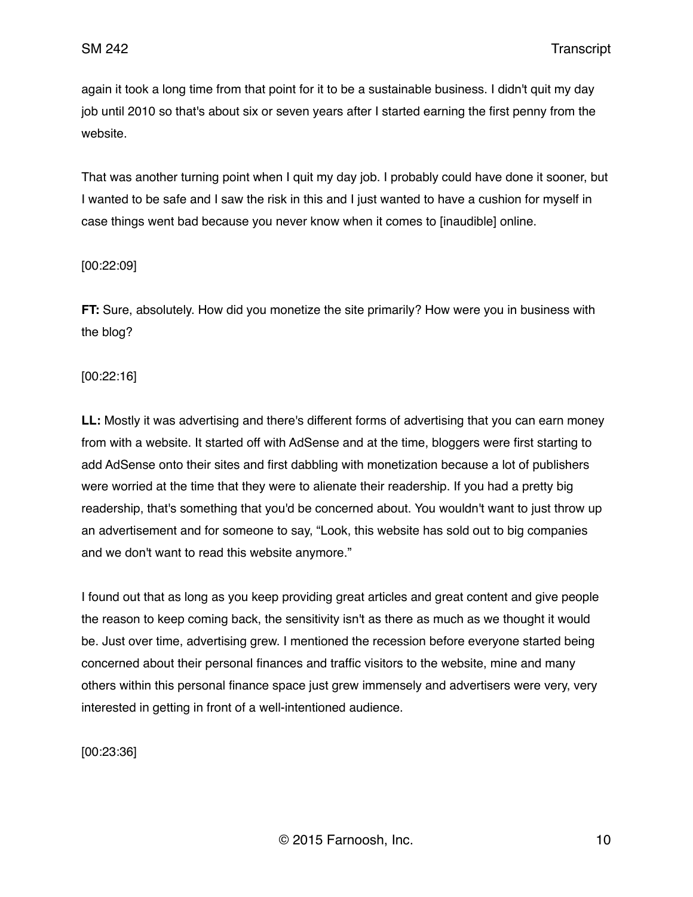again it took a long time from that point for it to be a sustainable business. I didn't quit my day job until 2010 so that's about six or seven years after I started earning the first penny from the website.

That was another turning point when I quit my day job. I probably could have done it sooner, but I wanted to be safe and I saw the risk in this and I just wanted to have a cushion for myself in case things went bad because you never know when it comes to [inaudible] online.

[00:22:09]

**FT:** Sure, absolutely. How did you monetize the site primarily? How were you in business with the blog?

[00:22:16]

**LL:** Mostly it was advertising and there's different forms of advertising that you can earn money from with a website. It started off with AdSense and at the time, bloggers were first starting to add AdSense onto their sites and first dabbling with monetization because a lot of publishers were worried at the time that they were to alienate their readership. If you had a pretty big readership, that's something that you'd be concerned about. You wouldn't want to just throw up an advertisement and for someone to say, "Look, this website has sold out to big companies and we don't want to read this website anymore."

I found out that as long as you keep providing great articles and great content and give people the reason to keep coming back, the sensitivity isn't as there as much as we thought it would be. Just over time, advertising grew. I mentioned the recession before everyone started being concerned about their personal finances and traffic visitors to the website, mine and many others within this personal finance space just grew immensely and advertisers were very, very interested in getting in front of a well-intentioned audience.

[00:23:36]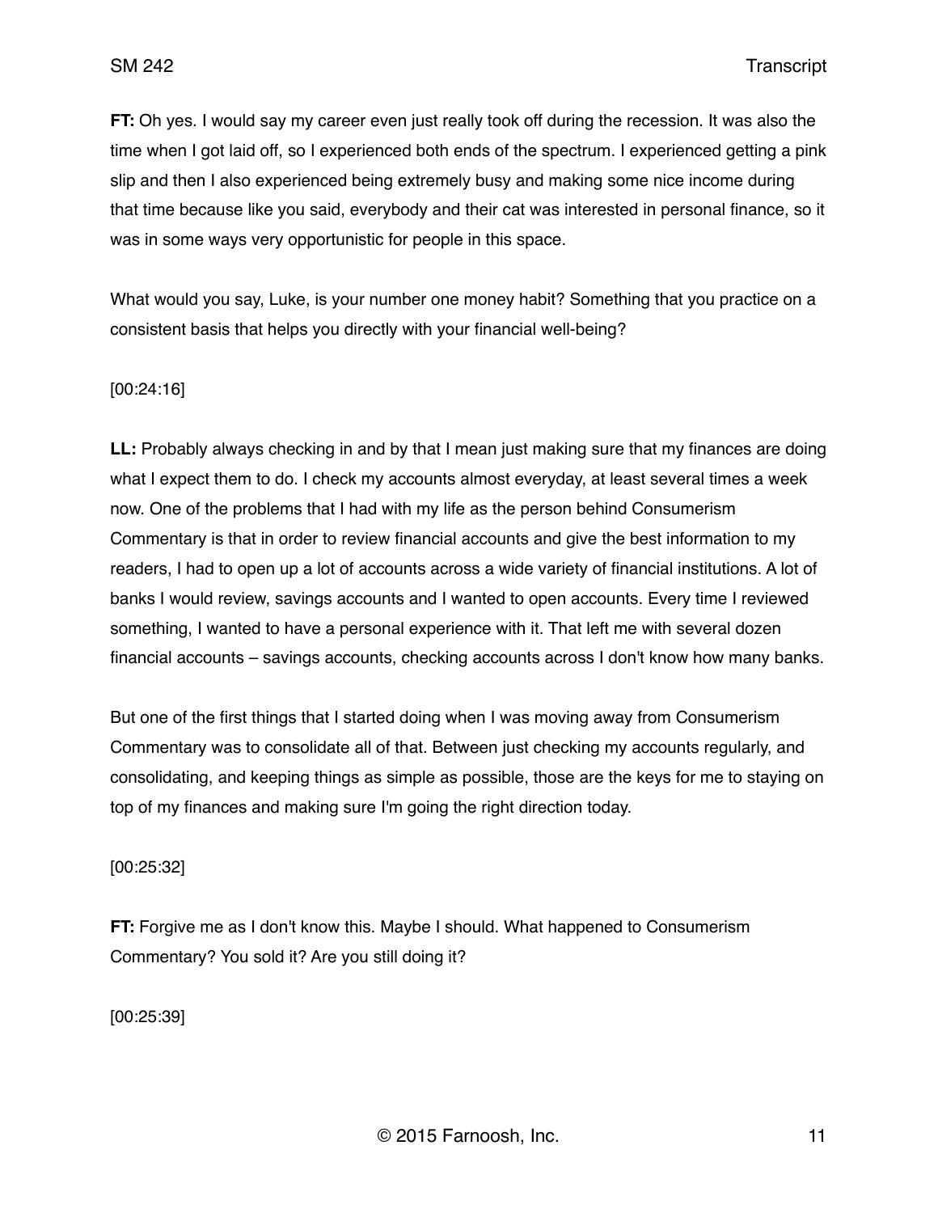**FT:** Oh yes. I would say my career even just really took off during the recession. It was also the time when I got laid off, so I experienced both ends of the spectrum. I experienced getting a pink slip and then I also experienced being extremely busy and making some nice income during that time because like you said, everybody and their cat was interested in personal finance, so it was in some ways very opportunistic for people in this space.

What would you say, Luke, is your number one money habit? Something that you practice on a consistent basis that helps you directly with your financial well-being?

[00:24:16]

**LL:** Probably always checking in and by that I mean just making sure that my finances are doing what I expect them to do. I check my accounts almost everyday, at least several times a week now. One of the problems that I had with my life as the person behind Consumerism Commentary is that in order to review financial accounts and give the best information to my readers, I had to open up a lot of accounts across a wide variety of financial institutions. A lot of banks I would review, savings accounts and I wanted to open accounts. Every time I reviewed something, I wanted to have a personal experience with it. That left me with several dozen financial accounts – savings accounts, checking accounts across I don't know how many banks.

But one of the first things that I started doing when I was moving away from Consumerism Commentary was to consolidate all of that. Between just checking my accounts regularly, and consolidating, and keeping things as simple as possible, those are the keys for me to staying on top of my finances and making sure I'm going the right direction today.

[00:25:32]

**FT:** Forgive me as I don't know this. Maybe I should. What happened to Consumerism Commentary? You sold it? Are you still doing it?

[00:25:39]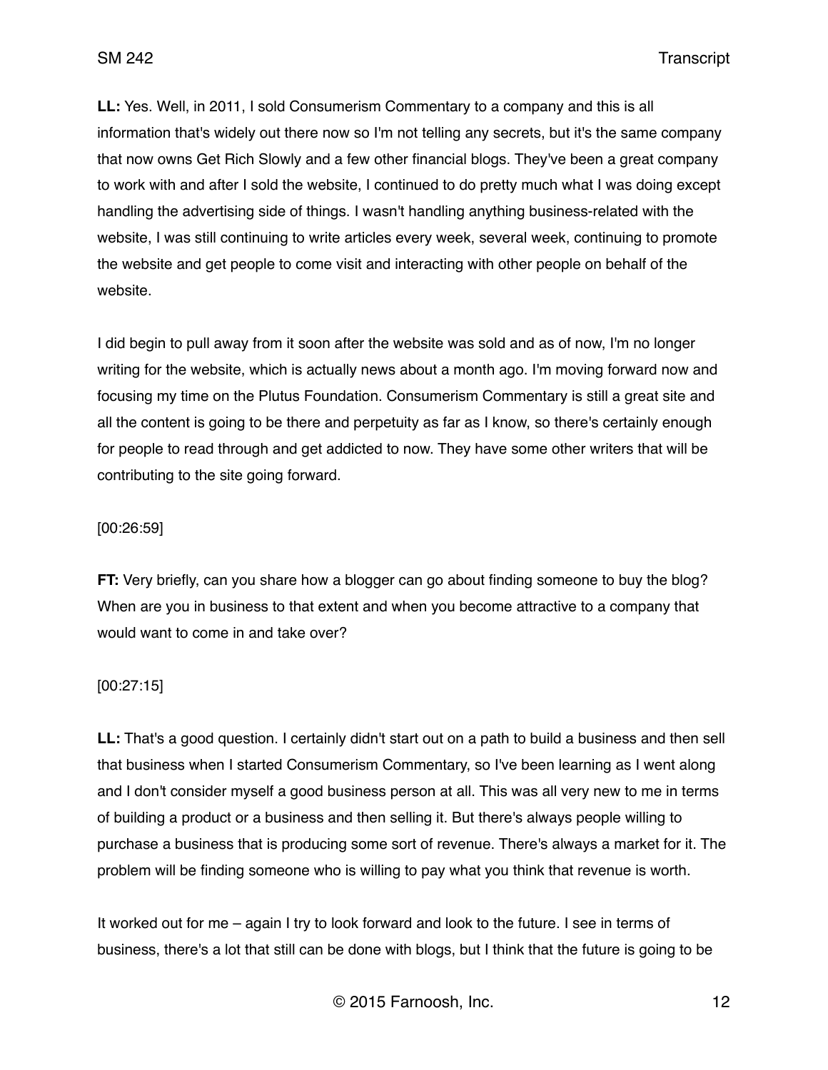**LL:** Yes. Well, in 2011, I sold Consumerism Commentary to a company and this is all information that's widely out there now so I'm not telling any secrets, but it's the same company that now owns Get Rich Slowly and a few other financial blogs. They've been a great company to work with and after I sold the website, I continued to do pretty much what I was doing except handling the advertising side of things. I wasn't handling anything business-related with the website, I was still continuing to write articles every week, several week, continuing to promote the website and get people to come visit and interacting with other people on behalf of the website.

I did begin to pull away from it soon after the website was sold and as of now, I'm no longer writing for the website, which is actually news about a month ago. I'm moving forward now and focusing my time on the Plutus Foundation. Consumerism Commentary is still a great site and all the content is going to be there and perpetuity as far as I know, so there's certainly enough for people to read through and get addicted to now. They have some other writers that will be contributing to the site going forward.

[00:26:59]

**FT:** Very briefly, can you share how a blogger can go about finding someone to buy the blog? When are you in business to that extent and when you become attractive to a company that would want to come in and take over?

[00:27:15]

**LL:** That's a good question. I certainly didn't start out on a path to build a business and then sell that business when I started Consumerism Commentary, so I've been learning as I went along and I don't consider myself a good business person at all. This was all very new to me in terms of building a product or a business and then selling it. But there's always people willing to purchase a business that is producing some sort of revenue. There's always a market for it. The problem will be finding someone who is willing to pay what you think that revenue is worth.

It worked out for me – again I try to look forward and look to the future. I see in terms of business, there's a lot that still can be done with blogs, but I think that the future is going to be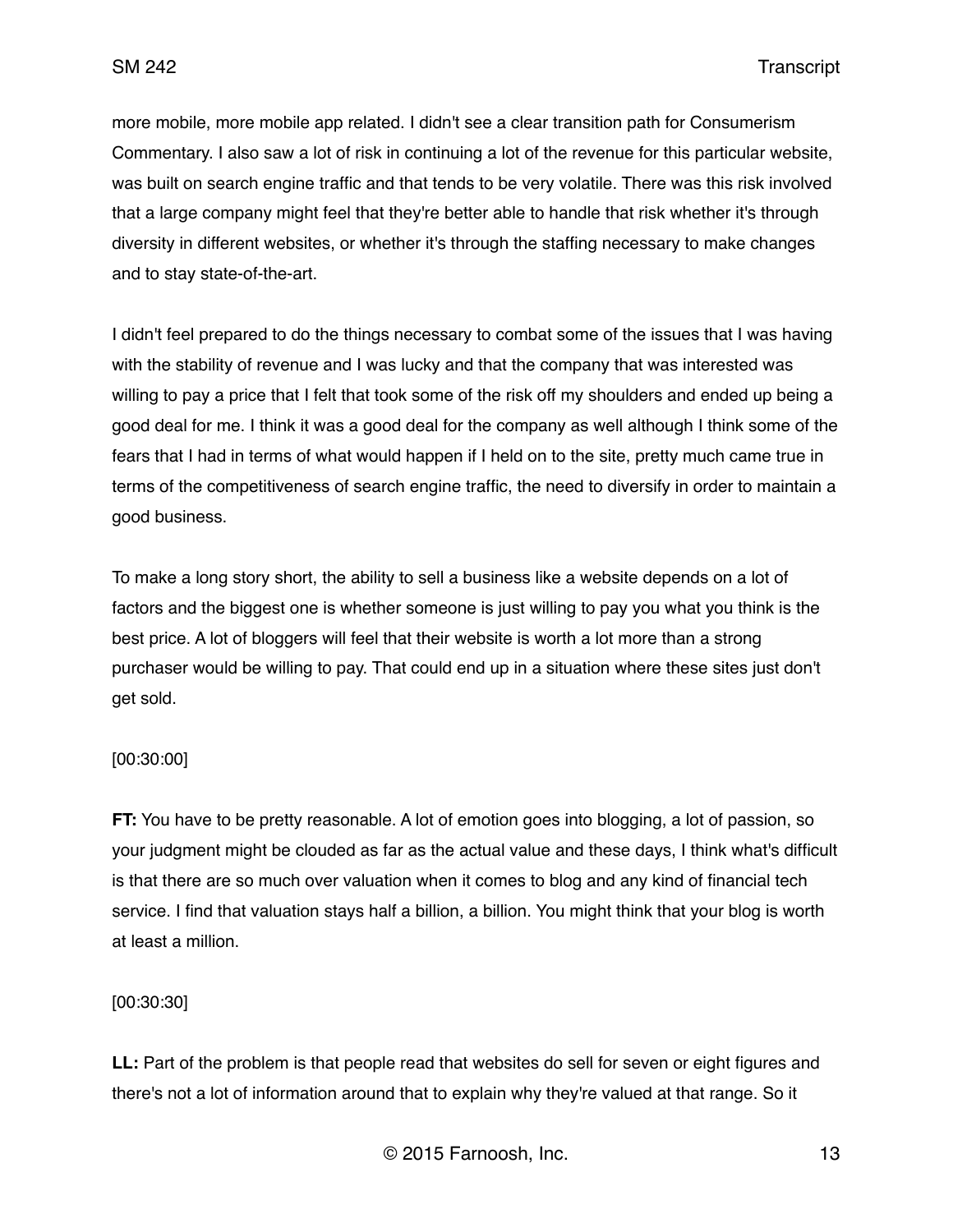more mobile, more mobile app related. I didn't see a clear transition path for Consumerism Commentary. I also saw a lot of risk in continuing a lot of the revenue for this particular website, was built on search engine traffic and that tends to be very volatile. There was this risk involved that a large company might feel that they're better able to handle that risk whether it's through diversity in different websites, or whether it's through the staffing necessary to make changes and to stay state-of-the-art.

I didn't feel prepared to do the things necessary to combat some of the issues that I was having with the stability of revenue and I was lucky and that the company that was interested was willing to pay a price that I felt that took some of the risk off my shoulders and ended up being a good deal for me. I think it was a good deal for the company as well although I think some of the fears that I had in terms of what would happen if I held on to the site, pretty much came true in terms of the competitiveness of search engine traffic, the need to diversify in order to maintain a good business.

To make a long story short, the ability to sell a business like a website depends on a lot of factors and the biggest one is whether someone is just willing to pay you what you think is the best price. A lot of bloggers will feel that their website is worth a lot more than a strong purchaser would be willing to pay. That could end up in a situation where these sites just don't get sold.

[00:30:00]

**FT:** You have to be pretty reasonable. A lot of emotion goes into blogging, a lot of passion, so your judgment might be clouded as far as the actual value and these days, I think what's difficult is that there are so much over valuation when it comes to blog and any kind of financial tech service. I find that valuation stays half a billion, a billion. You might think that your blog is worth at least a million.

[00:30:30]

**LL:** Part of the problem is that people read that websites do sell for seven or eight figures and there's not a lot of information around that to explain why they're valued at that range. So it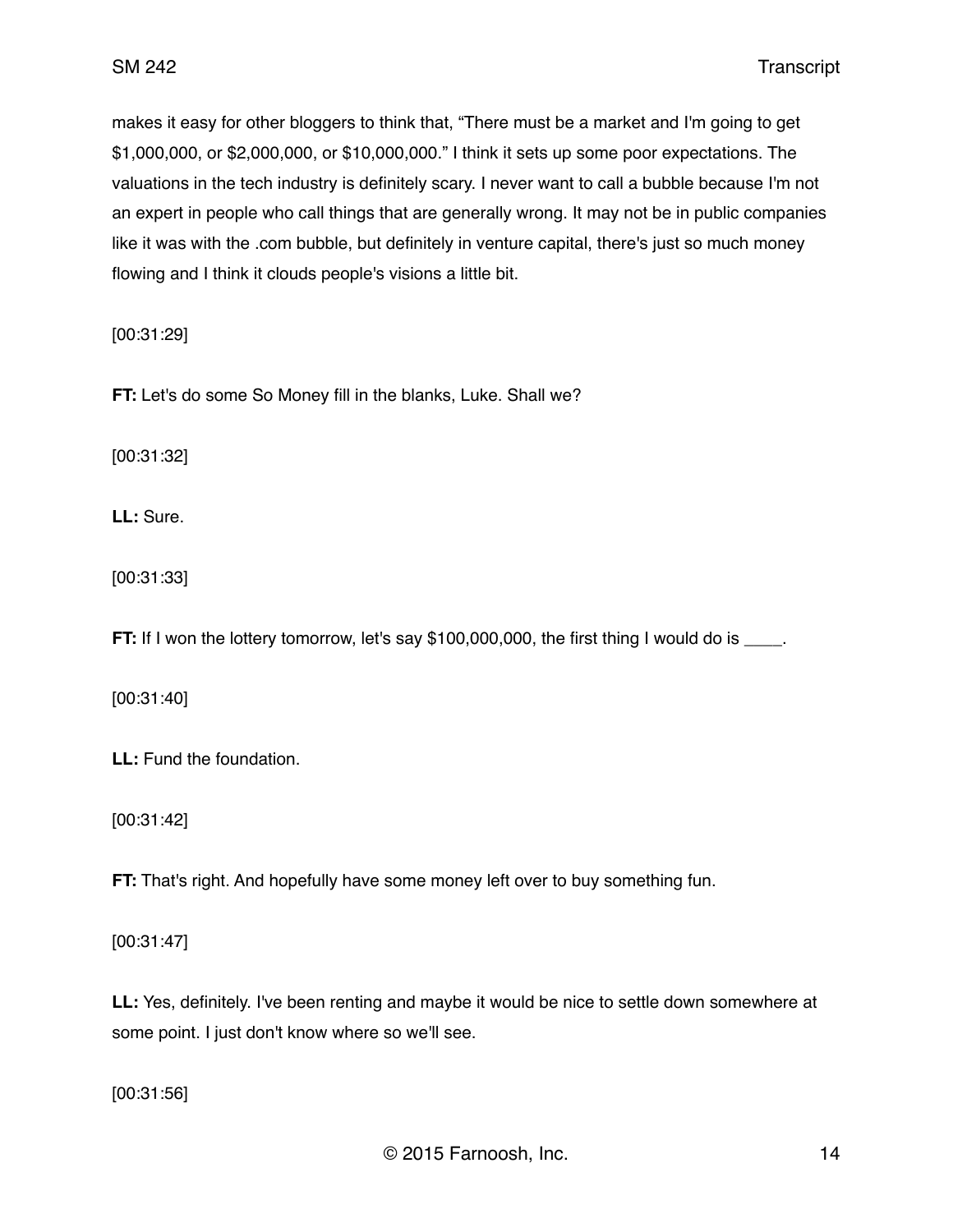makes it easy for other bloggers to think that, “There must be a market and I'm going to get $1,000,000, or $2,000,000, or $10,000,000.” I think it sets up some poor expectations. The valuations in the tech industry is definitely scary. I never want to call a bubble because I'm not an expert in people who call things that are generally wrong. It may not be in public companies like it was with the .com bubble, but definitely in venture capital, there's just so much money flowing and I think it clouds people's visions a little bit.

[00:31:29]

**FT:** Let's do some So Money fill in the blanks, Luke. Shall we?

[00:31:32]

**LL:** Sure.

[00:31:33]

**FT:** If I won the lottery tomorrow, let's say $100,000,000, the first thing I would do is ____.

[00:31:40]

**LL:** Fund the foundation.

[00:31:42]

**FT:** That's right. And hopefully have some money left over to buy something fun.

[00:31:47]

**LL:** Yes, definitely. I've been renting and maybe it would be nice to settle down somewhere at some point. I just don't know where so we'll see.

[00:31:56]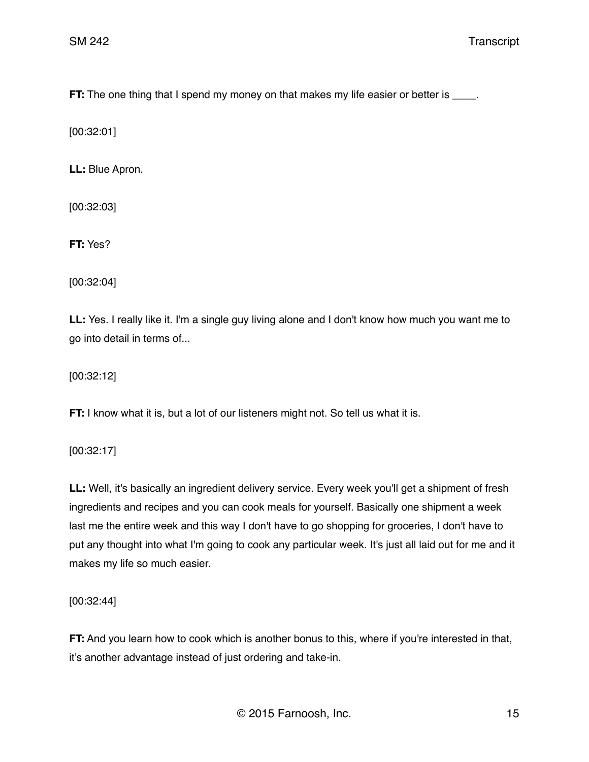**FT:** The one thing that I spend my money on that makes my life easier or better is ____.

[00:32:01]

**LL:** Blue Apron.

[00:32:03]

**FT:** Yes?

[00:32:04]

**LL:** Yes. I really like it. I'm a single guy living alone and I don't know how much you want me to go into detail in terms of...

[00:32:12]

**FT:** I know what it is, but a lot of our listeners might not. So tell us what it is.

[00:32:17]

**LL:** Well, it's basically an ingredient delivery service. Every week you'll get a shipment of fresh ingredients and recipes and you can cook meals for yourself. Basically one shipment a week last me the entire week and this way I don't have to go shopping for groceries, I don't have to put any thought into what I'm going to cook any particular week. It's just all laid out for me and it makes my life so much easier.

[00:32:44]

**FT:** And you learn how to cook which is another bonus to this, where if you're interested in that, it's another advantage instead of just ordering and take-in.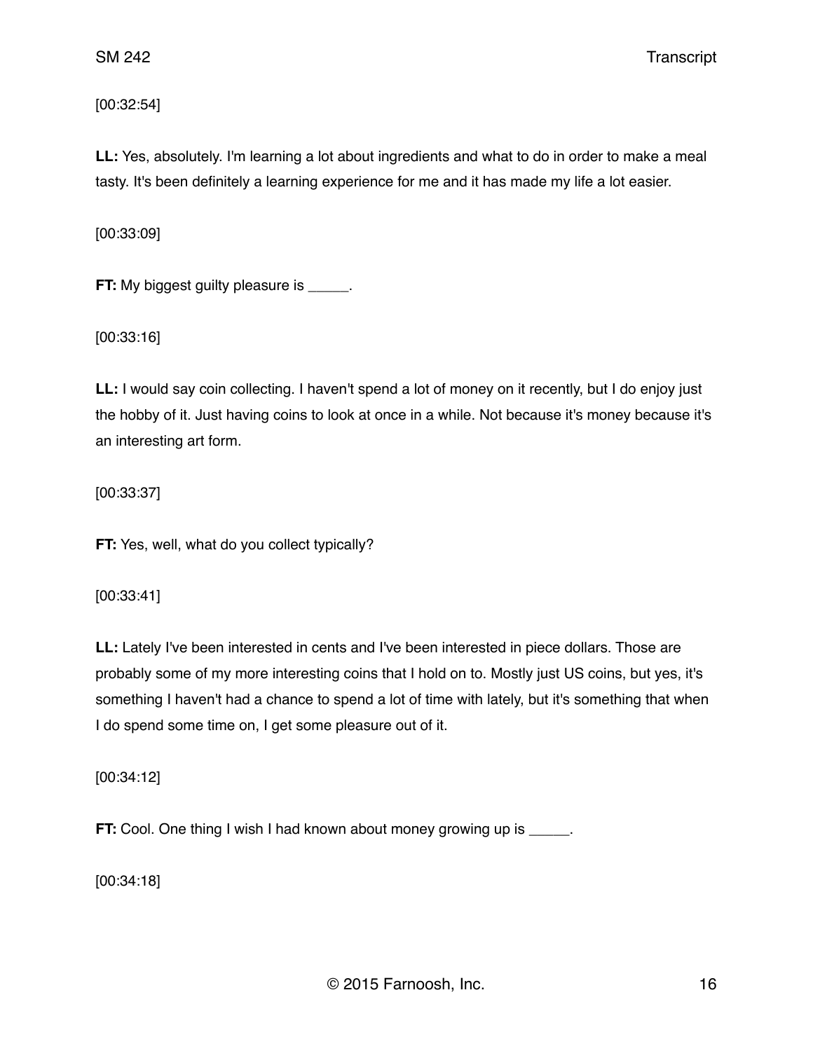[00:32:54]

**LL:** Yes, absolutely. I'm learning a lot about ingredients and what to do in order to make a meal tasty. It's been definitely a learning experience for me and it has made my life a lot easier.

[00:33:09]

**FT:** My biggest guilty pleasure is _____.

[00:33:16]

**LL:** I would say coin collecting. I haven't spend a lot of money on it recently, but I do enjoy just the hobby of it. Just having coins to look at once in a while. Not because it's money because it's an interesting art form.

[00:33:37]

**FT:** Yes, well, what do you collect typically?

[00:33:41]

**LL:** Lately I've been interested in cents and I've been interested in piece dollars. Those are probably some of my more interesting coins that I hold on to. Mostly just US coins, but yes, it's something I haven't had a chance to spend a lot of time with lately, but it's something that when I do spend some time on, I get some pleasure out of it.

[00:34:12]

**FT:** Cool. One thing I wish I had known about money growing up is _____.

[00:34:18]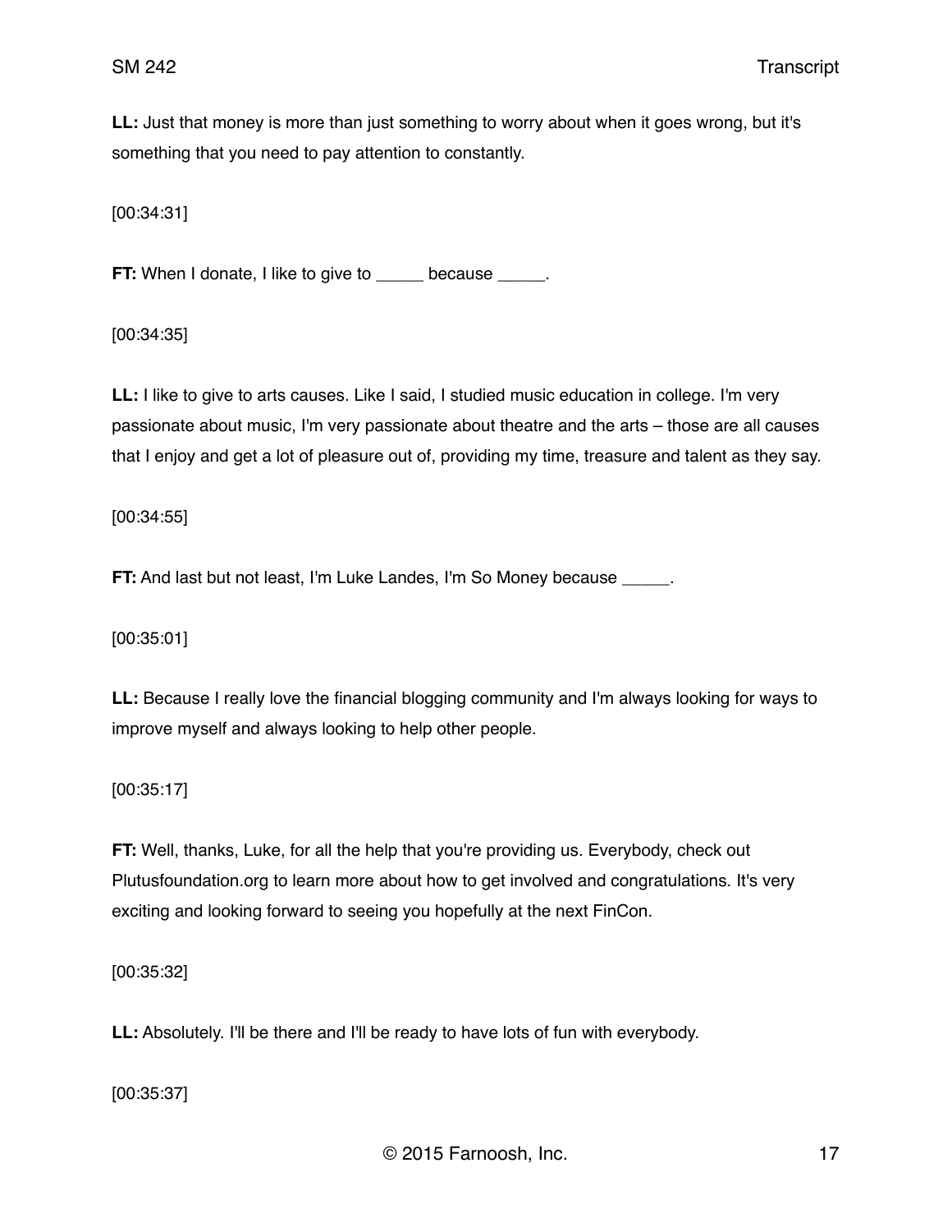**LL:** Just that money is more than just something to worry about when it goes wrong, but it's something that you need to pay attention to constantly.

[00:34:31]

**FT:** When I donate, I like to give to _____ because _____.

[00:34:35]

**LL:** I like to give to arts causes. Like I said, I studied music education in college. I'm very passionate about music, I'm very passionate about theatre and the arts – those are all causes that I enjoy and get a lot of pleasure out of, providing my time, treasure and talent as they say.

[00:34:55]

**FT:** And last but not least, I'm Luke Landes, I'm So Money because _____.

[00:35:01]

**LL:** Because I really love the financial blogging community and I'm always looking for ways to improve myself and always looking to help other people.

[00:35:17]

**FT:** Well, thanks, Luke, for all the help that you're providing us. Everybody, check out Plutusfoundation.org to learn more about how to get involved and congratulations. It's very exciting and looking forward to seeing you hopefully at the next FinCon.

[00:35:32]

**LL:** Absolutely. I'll be there and I'll be ready to have lots of fun with everybody.

[00:35:37]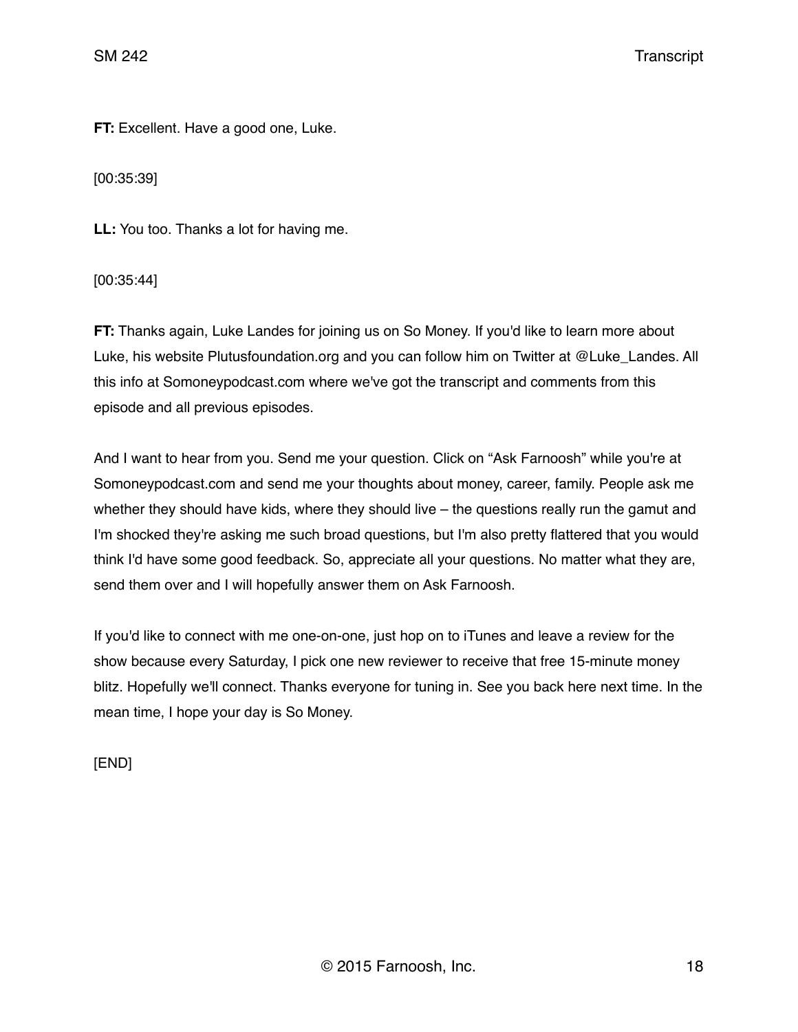**FT:** Excellent. Have a good one, Luke.

[00:35:39]

**LL:** You too. Thanks a lot for having me.

[00:35:44]

**FT:** Thanks again, Luke Landes for joining us on So Money. If you'd like to learn more about Luke, his website Plutusfoundation.org and you can follow him on Twitter at @Luke_Landes. All this info at Somoneypodcast.com where we've got the transcript and comments from this episode and all previous episodes.

And I want to hear from you. Send me your question. Click on "Ask Farnoosh" while you're at Somoneypodcast.com and send me your thoughts about money, career, family. People ask me whether they should have kids, where they should live – the questions really run the gamut and I'm shocked they're asking me such broad questions, but I'm also pretty flattered that you would think I'd have some good feedback. So, appreciate all your questions. No matter what they are, send them over and I will hopefully answer them on Ask Farnoosh.

If you'd like to connect with me one-on-one, just hop on to iTunes and leave a review for the show because every Saturday, I pick one new reviewer to receive that free 15-minute money blitz. Hopefully we'll connect. Thanks everyone for tuning in. See you back here next time. In the mean time, I hope your day is So Money.

[END]